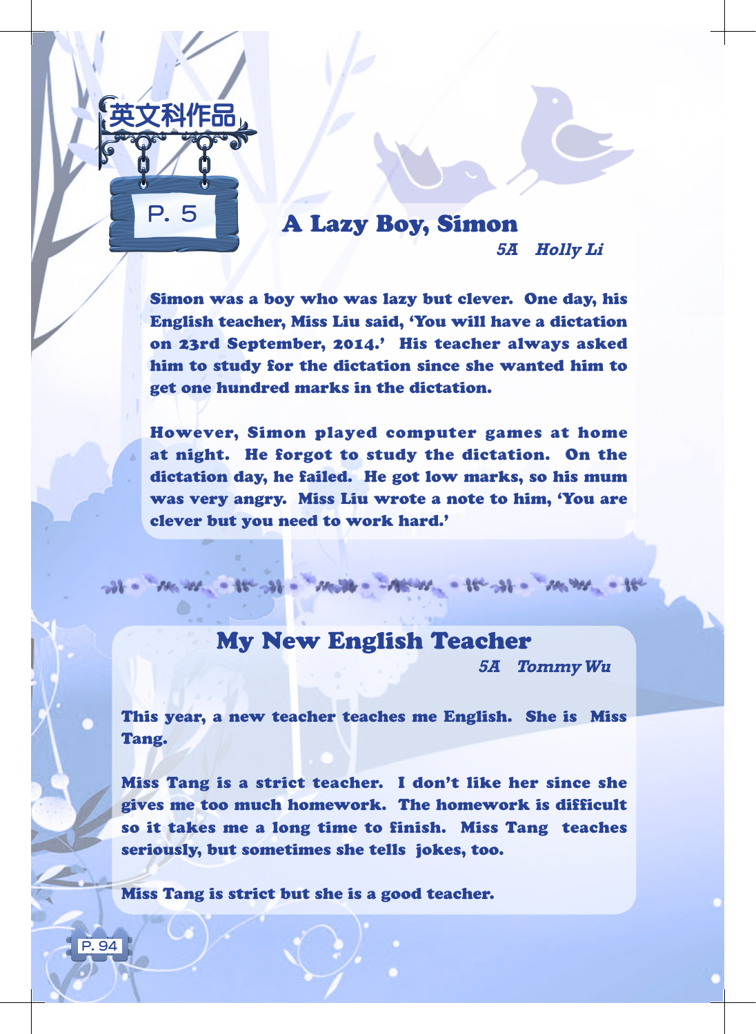英文科作品

P. 5

## A Lazy Boy, Simon

*5A Holly Li*

Simon was a boy who was lazy but clever. One day, his English teacher, Miss Liu said, 'You will have a dictation on 23rd September, 2014.' His teacher always asked him to study for the dictation since she wanted him to get one hundred marks in the dictation.

However, Simon played computer games at home at night. He forgot to study the dictation. On the dictation day, he failed. He got low marks, so his mum was very angry. Miss Liu wrote a note to him, 'You are clever but you need to work hard.'

## My New English Teacher

*5A Tommy Wu*

This year, a new teacher teaches me English. She is Miss Tang.

Miss Tang is a strict teacher. I don't like her since she gives me too much homework. The homework is difficult so it takes me a long time to finish. Miss Tang teaches seriously, but sometimes she tells jokes, too.

Miss Tang is strict but she is a good teacher.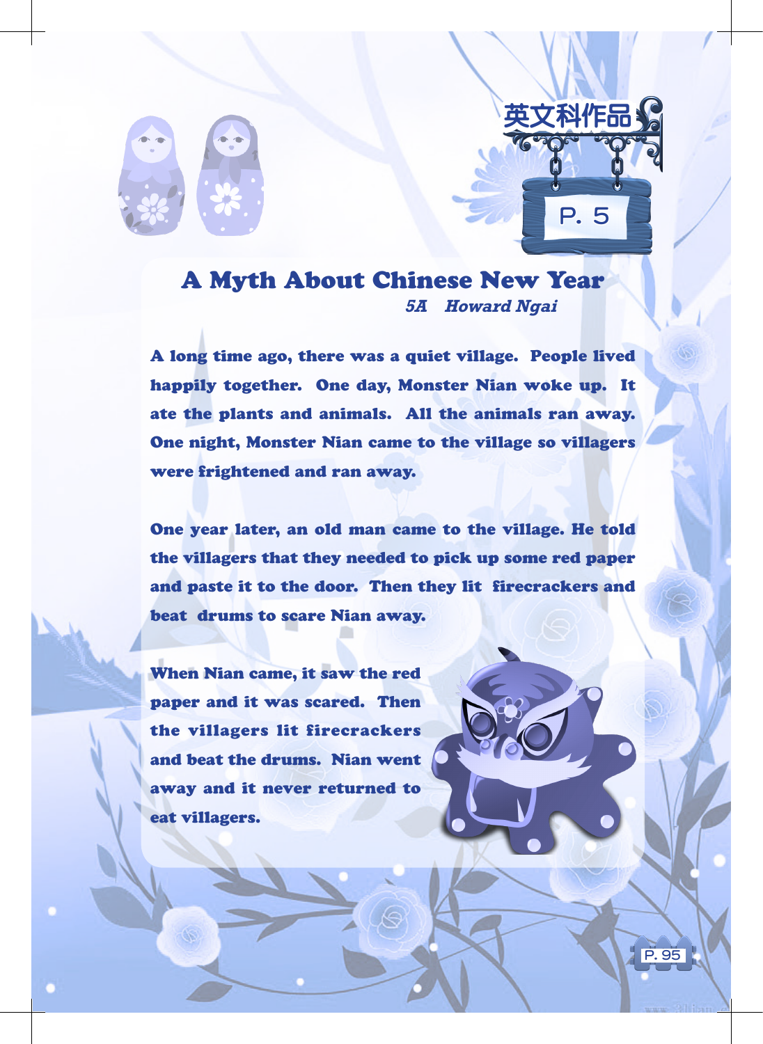英文科作品

P. 5

# A Myth About Chinese New Year

*5A Howard Ngai*

A long time ago, there was a quiet village. People lived happily together. One day, Monster Nian woke up. It ate the plants and animals. All the animals ran away. One night, Monster Nian came to the village so villagers were frightened and ran away.

One year later, an old man came to the village. He told the villagers that they needed to pick up some red paper and paste it to the door. Then they lit firecrackers and beat drums to scare Nian away.

When Nian came, it saw the red paper and it was scared. Then the villagers lit firecrackers and beat the drums. Nian went away and it never returned to eat villagers.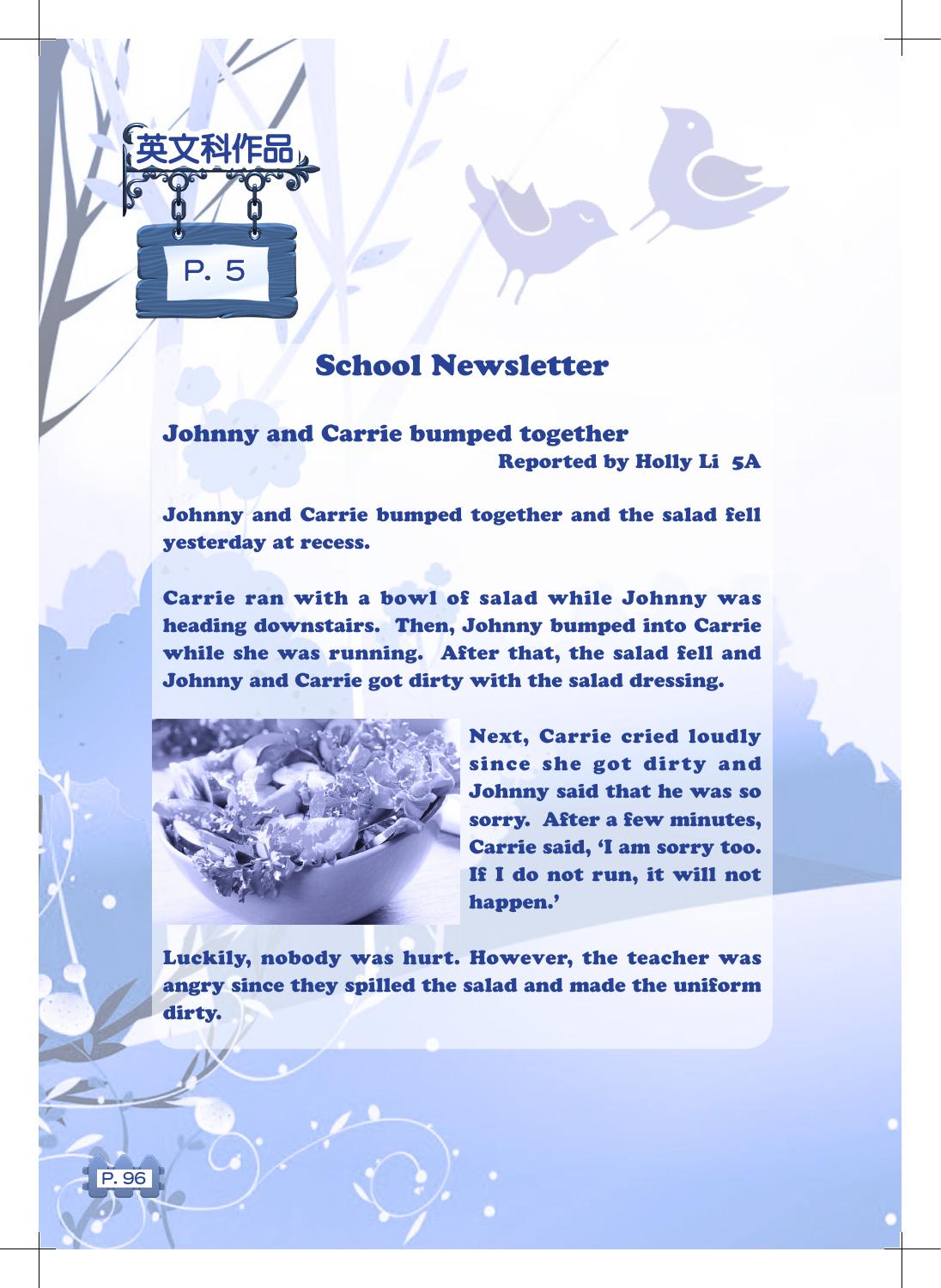英文科作品

P. 5

# School Newsletter

## Johnny and Carrie bumped together

Reported by Holly Li 5A

Johnny and Carrie bumped together and the salad fell yesterday at recess.

Carrie ran with a bowl of salad while Johnny was heading downstairs. Then, Johnny bumped into Carrie while she was running. After that, the salad fell and Johnny and Carrie got dirty with the salad dressing.

Next, Carrie cried loudly since she got dirty and Johnny said that he was so sorry. After a few minutes, Carrie said, 'I am sorry too. If I do not run, it will not happen.'

Luckily, nobody was hurt. However, the teacher was angry since they spilled the salad and made the uniform dirty.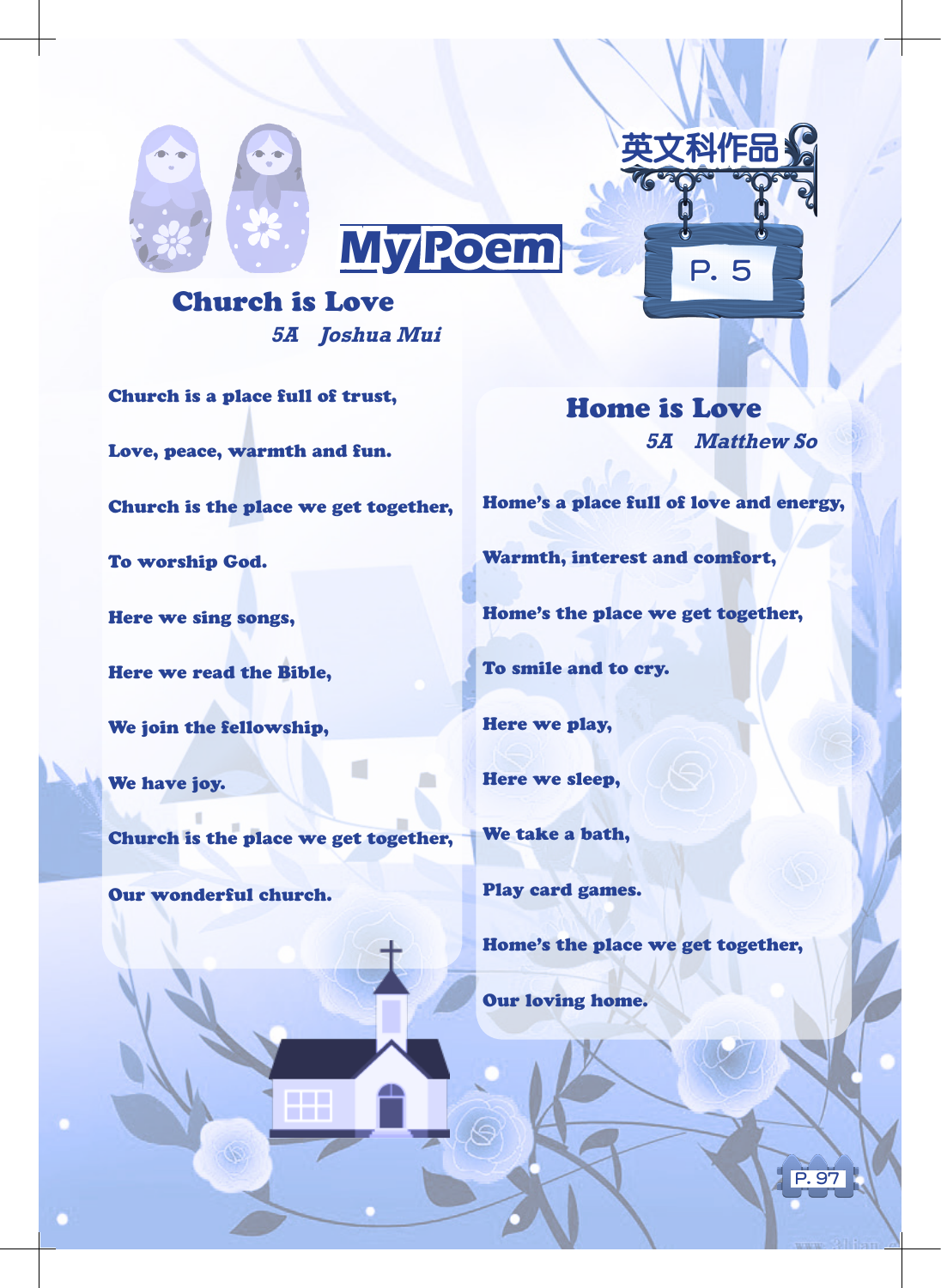英文科作品

P. 5

# My Poem

## Church is Love

*5A Joshua Mui*

Church is a place full of trust,

Love, peace, warmth and fun.

Church is the place we get together,

To worship God.

Here we sing songs,

Here we read the Bible,

We join the fellowship,

We have joy.

Church is the place we get together,

Our wonderful church.

## Home is Love

*5A Matthew So*

Home's a place full of love and energy,

Warmth, interest and comfort,

Home's the place we get together,

To smile and to cry.

Here we play,

Here we sleep,

We take a bath,

Play card games.

Home's the place we get together,

Our loving home.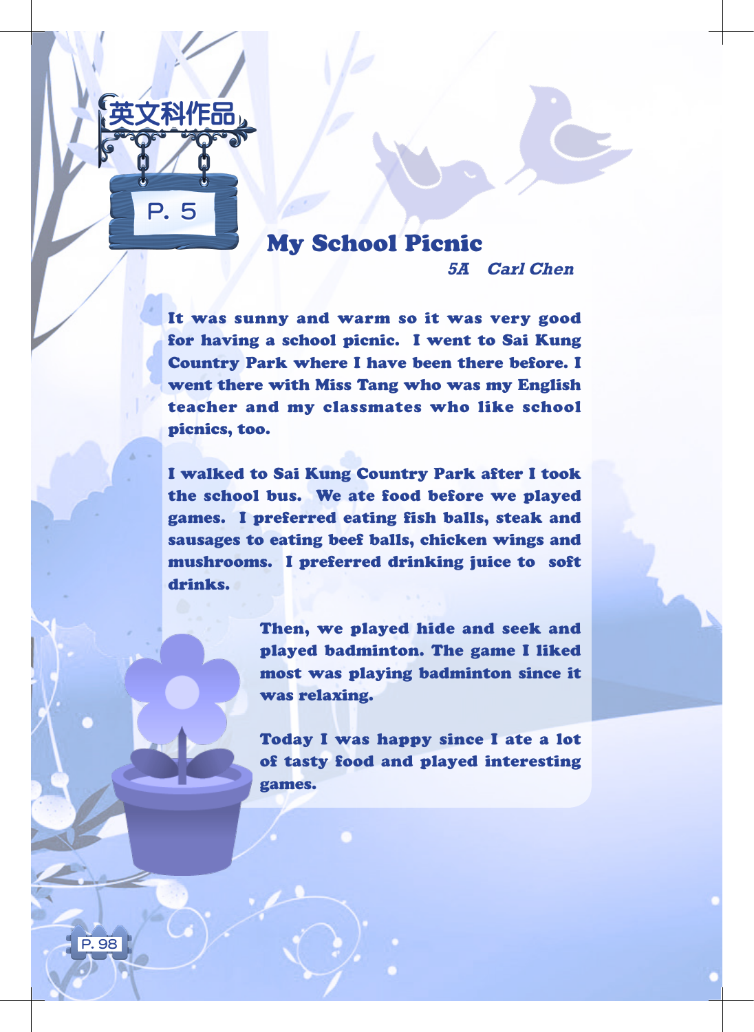英文科作品

P. 5

# My School Picnic

***5A Carl Chen***

**It was sunny and warm so it was very good for having a school picnic. I went to Sai Kung Country Park where I have been there before. I went there with Miss Tang who was my English teacher and my classmates who like school picnics, too.**

**I walked to Sai Kung Country Park after I took the school bus. We ate food before we played games. I preferred eating fish balls, steak and sausages to eating beef balls, chicken wings and mushrooms. I preferred drinking juice to soft drinks.**

**Then, we played hide and seek and played badminton. The game I liked most was playing badminton since it was relaxing.**

**Today I was happy since I ate a lot of tasty food and played interesting games.**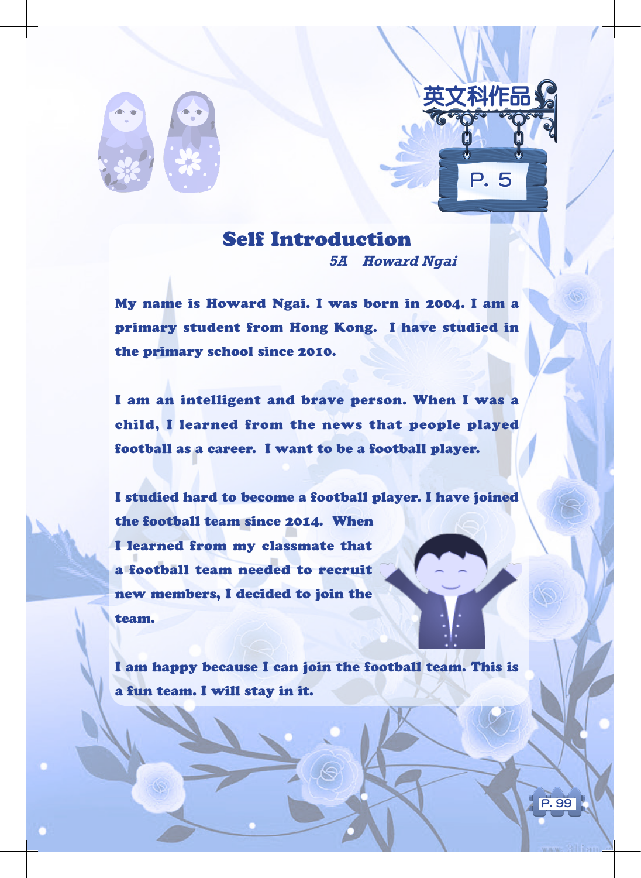英文科作品

P. 5

# Self Introduction

***5A Howard Ngai***

**My name is Howard Ngai. I was born in 2004. I am a primary student from Hong Kong. I have studied in the primary school since 2010.**

**I am an intelligent and brave person. When I was a child, I learned from the news that people played football as a career. I want to be a football player.**

**I studied hard to become a football player. I have joined the football team since 2014. When I learned from my classmate that a football team needed to recruit new members, I decided to join the team.**

**I am happy because I can join the football team. This is a fun team. I will stay in it.**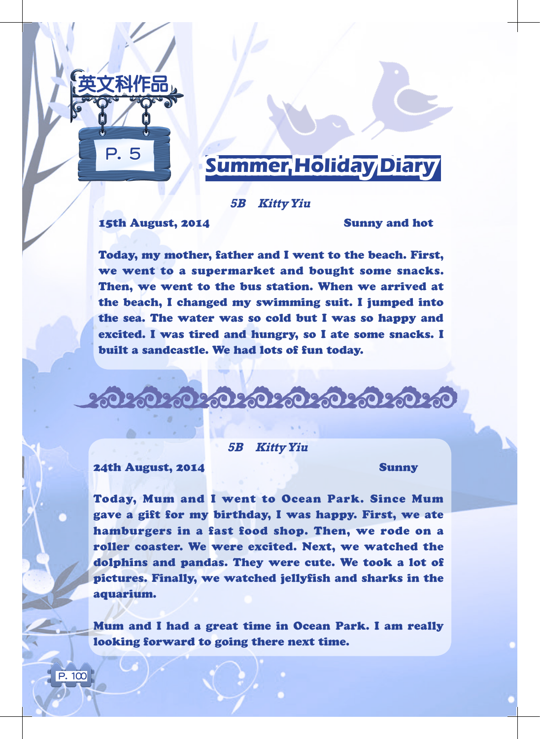英文科作品

P. 5

# Summer Holiday Diary

*5B Kitty Yiu*

**15th August, 2014** **Sunny and hot**

Today, my mother, father and I went to the beach. First, we went to a supermarket and bought some snacks. Then, we went to the bus station. When we arrived at the beach, I changed my swimming suit. I jumped into the sea. The water was so cold but I was so happy and excited. I was tired and hungry, so I ate some snacks. I built a sandcastle. We had lots of fun today.

*5B Kitty Yiu*

**24th August, 2014** **Sunny**

Today, Mum and I went to Ocean Park. Since Mum gave a gift for my birthday, I was happy. First, we ate hamburgers in a fast food shop. Then, we rode on a roller coaster. We were excited. Next, we watched the dolphins and pandas. They were cute. We took a lot of pictures. Finally, we watched jellyfish and sharks in the aquarium.

Mum and I had a great time in Ocean Park. I am really looking forward to going there next time.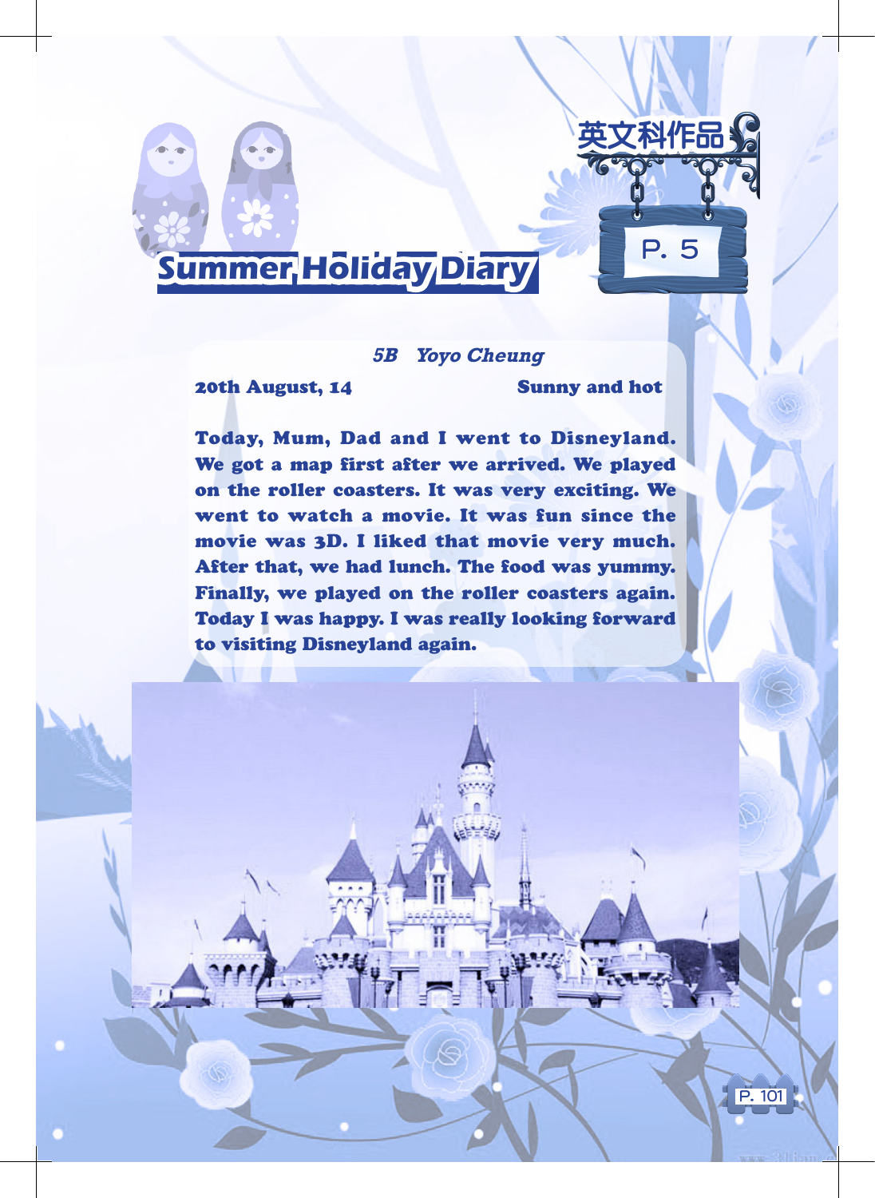英文科作品

P. 5

# Summer Holiday Diary

*5B Yoyo Cheung*

**20th August, 14** **Sunny and hot**

Today, Mum, Dad and I went to Disneyland. We got a map first after we arrived. We played on the roller coasters. It was very exciting. We went to watch a movie. It was fun since the movie was 3D. I liked that movie very much. After that, we had lunch. The food was yummy. Finally, we played on the roller coasters again. Today I was happy. I was really looking forward to visiting Disneyland again.